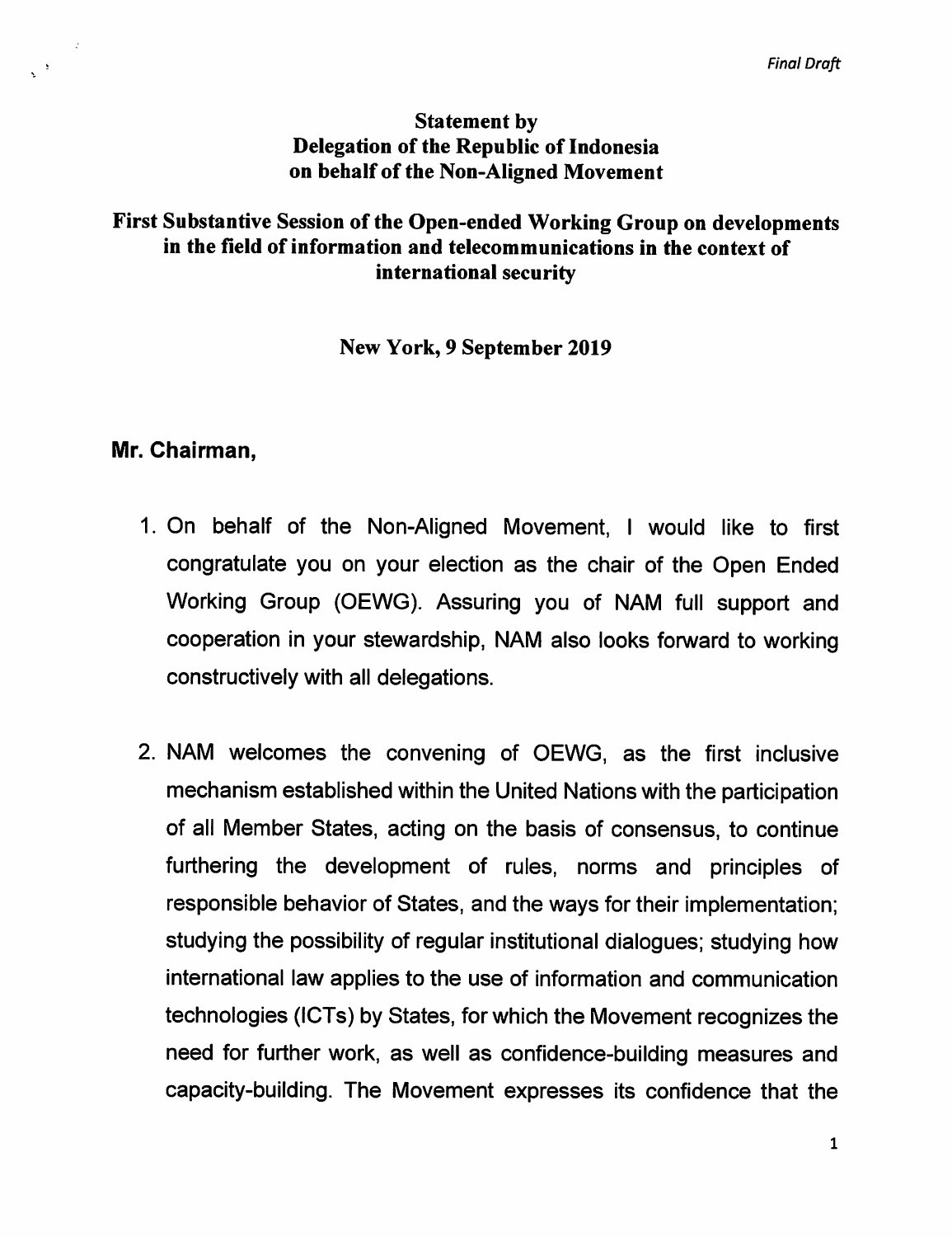*Final Draft*

**Statement by**
**Delegation of the Republic of Indonesia**
**on behalf of the Non-Aligned Movement**

**First Substantive Session of the Open-ended Working Group on developments in the field of information and telecommunications in the context of international security**

**New York, 9 September 2019**

**Mr. Chairman,**

1. On behalf of the Non-Aligned Movement, I would like to first congratulate you on your election as the chair of the Open Ended Working Group (OEWG). Assuring you of NAM full support and cooperation in your stewardship, NAM also looks forward to working constructively with all delegations.

2. NAM welcomes the convening of OEWG, as the first inclusive mechanism established within the United Nations with the participation of all Member States, acting on the basis of consensus, to continue furthering the development of rules, norms and principles of responsible behavior of States, and the ways for their implementation; studying the possibility of regular institutional dialogues; studying how international law applies to the use of information and communication technologies (ICTs) by States, for which the Movement recognizes the need for further work, as well as confidence-building measures and capacity-building. The Movement expresses its confidence that the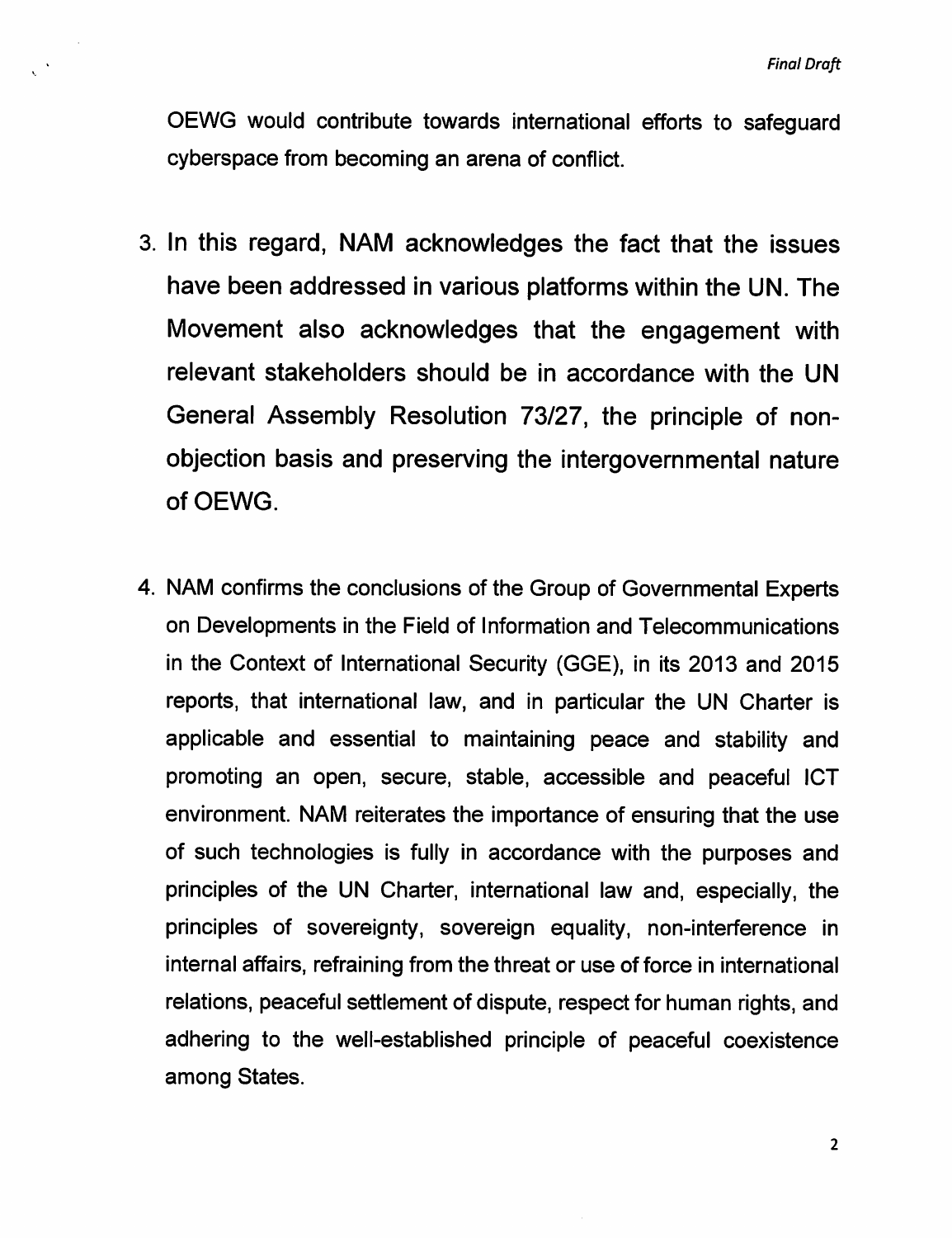OEWG would contribute towards international efforts to safeguard cyberspace from becoming an arena of conflict.

3. In this regard, NAM acknowledges the fact that the issues have been addressed in various platforms within the UN. The Movement also acknowledges that the engagement with relevant stakeholders should be in accordance with the UN General Assembly Resolution 73/27, the principle of non-objection basis and preserving the intergovernmental nature of OEWG.

4. NAM confirms the conclusions of the Group of Governmental Experts on Developments in the Field of Information and Telecommunications in the Context of International Security (GGE), in its 2013 and 2015 reports, that international law, and in particular the UN Charter is applicable and essential to maintaining peace and stability and promoting an open, secure, stable, accessible and peaceful ICT environment. NAM reiterates the importance of ensuring that the use of such technologies is fully in accordance with the purposes and principles of the UN Charter, international law and, especially, the principles of sovereignty, sovereign equality, non-interference in internal affairs, refraining from the threat or use of force in international relations, peaceful settlement of dispute, respect for human rights, and adhering to the well-established principle of peaceful coexistence among States.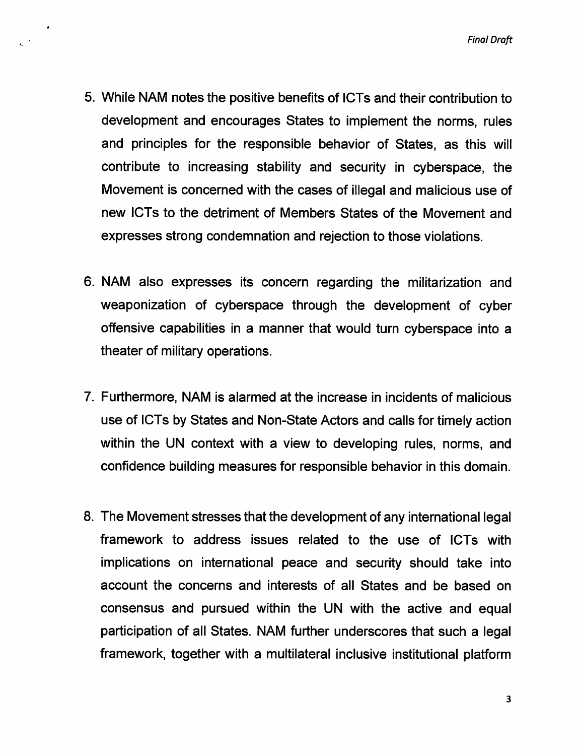5. While NAM notes the positive benefits of ICTs and their contribution to development and encourages States to implement the norms, rules and principles for the responsible behavior of States, as this will contribute to increasing stability and security in cyberspace, the Movement is concerned with the cases of illegal and malicious use of new ICTs to the detriment of Members States of the Movement and expresses strong condemnation and rejection to those violations.

6. NAM also expresses its concern regarding the militarization and weaponization of cyberspace through the development of cyber offensive capabilities in a manner that would turn cyberspace into a theater of military operations.

7. Furthermore, NAM is alarmed at the increase in incidents of malicious use of ICTs by States and Non-State Actors and calls for timely action within the UN context with a view to developing rules, norms, and confidence building measures for responsible behavior in this domain.

8. The Movement stresses that the development of any international legal framework to address issues related to the use of ICTs with implications on international peace and security should take into account the concerns and interests of all States and be based on consensus and pursued within the UN with the active and equal participation of all States. NAM further underscores that such a legal framework, together with a multilateral inclusive institutional platform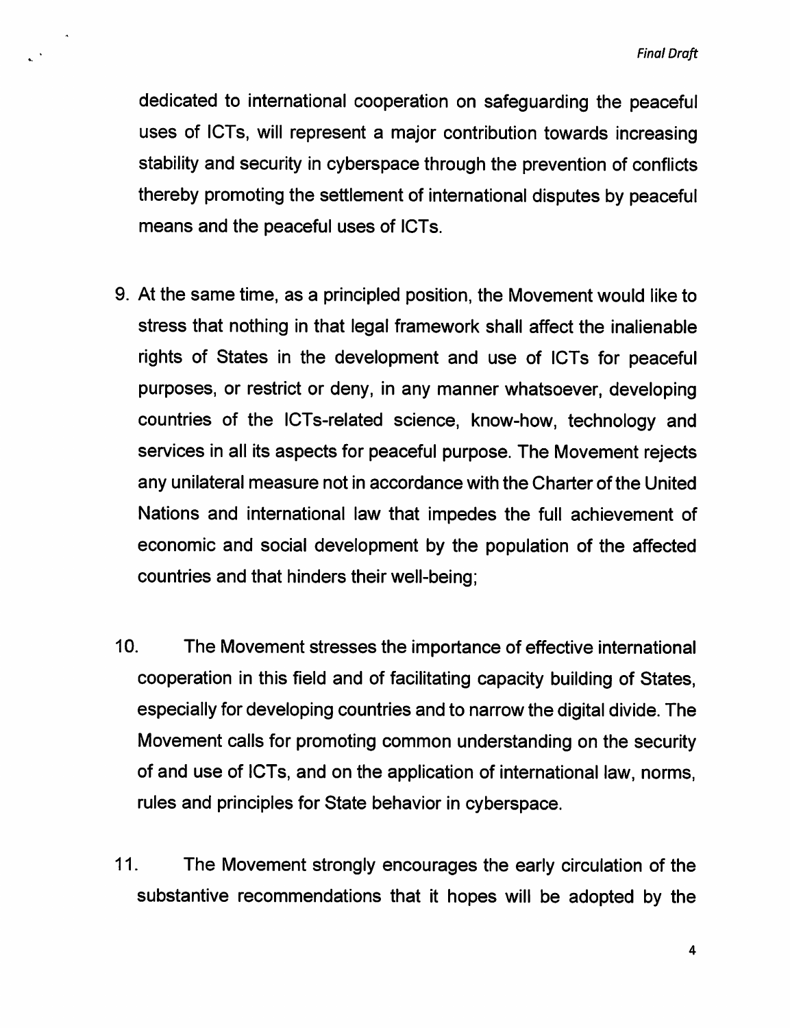dedicated to international cooperation on safeguarding the peaceful uses of ICTs, will represent a major contribution towards increasing stability and security in cyberspace through the prevention of conflicts thereby promoting the settlement of international disputes by peaceful means and the peaceful uses of ICTs.

9. At the same time, as a principled position, the Movement would like to stress that nothing in that legal framework shall affect the inalienable rights of States in the development and use of ICTs for peaceful purposes, or restrict or deny, in any manner whatsoever, developing countries of the ICTs-related science, know-how, technology and services in all its aspects for peaceful purpose. The Movement rejects any unilateral measure not in accordance with the Charter of the United Nations and international law that impedes the full achievement of economic and social development by the population of the affected countries and that hinders their well-being;

10. The Movement stresses the importance of effective international cooperation in this field and of facilitating capacity building of States, especially for developing countries and to narrow the digital divide. The Movement calls for promoting common understanding on the security of and use of ICTs, and on the application of international law, norms, rules and principles for State behavior in cyberspace.

11. The Movement strongly encourages the early circulation of the substantive recommendations that it hopes will be adopted by the